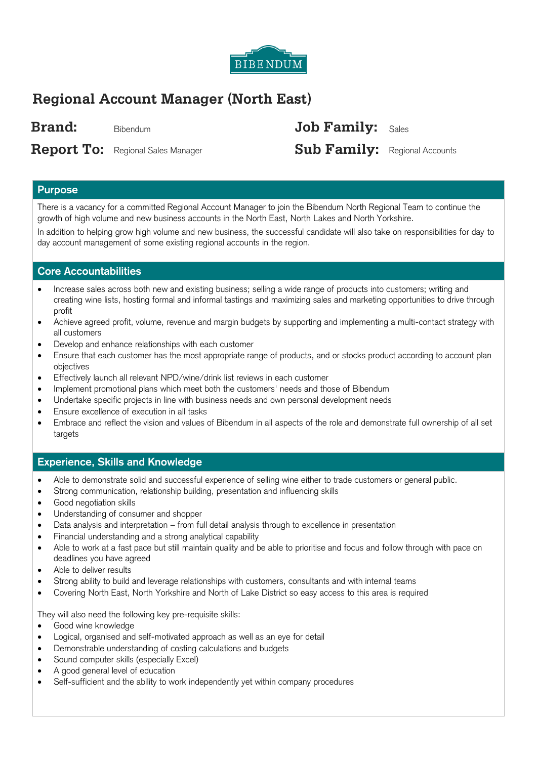BIBENDUM

# Regional Account Manager (North East)

**Brand:** Bibendum

**Report To:** Regional Sales Manager

**Job Family:** Sales

**Sub Family:** Regional Accounts

## Purpose

There is a vacancy for a committed Regional Account Manager to join the Bibendum North Regional Team to continue the growth of high volume and new business accounts in the North East, North Lakes and North Yorkshire.

In addition to helping grow high volume and new business, the successful candidate will also take on responsibilities for day to day account management of some existing regional accounts in the region.

## Core Accountabilities

- Increase sales across both new and existing business; selling a wide range of products into customers; writing and creating wine lists, hosting formal and informal tastings and maximizing sales and marketing opportunities to drive through profit
- Achieve agreed profit, volume, revenue and margin budgets by supporting and implementing a multi-contact strategy with all customers
- Develop and enhance relationships with each customer
- Ensure that each customer has the most appropriate range of products, and or stocks product according to account plan objectives
- Effectively launch all relevant NPD/wine/drink list reviews in each customer
- Implement promotional plans which meet both the customers' needs and those of Bibendum
- Undertake specific projects in line with business needs and own personal development needs
- Ensure excellence of execution in all tasks
- Embrace and reflect the vision and values of Bibendum in all aspects of the role and demonstrate full ownership of all set targets

## Experience, Skills and Knowledge

- Able to demonstrate solid and successful experience of selling wine either to trade customers or general public.
- Strong communication, relationship building, presentation and influencing skills
- Good negotiation skills
- Understanding of consumer and shopper
- Data analysis and interpretation – from full detail analysis through to excellence in presentation
- Financial understanding and a strong analytical capability
- Able to work at a fast pace but still maintain quality and be able to prioritise and focus and follow through with pace on deadlines you have agreed
- Able to deliver results
- Strong ability to build and leverage relationships with customers, consultants and with internal teams
- Covering North East, North Yorkshire and North of Lake District so easy access to this area is required

They will also need the following key pre-requisite skills:

- Good wine knowledge
- Logical, organised and self-motivated approach as well as an eye for detail
- Demonstrable understanding of costing calculations and budgets
- Sound computer skills (especially Excel)
- A good general level of education
- Self-sufficient and the ability to work independently yet within company procedures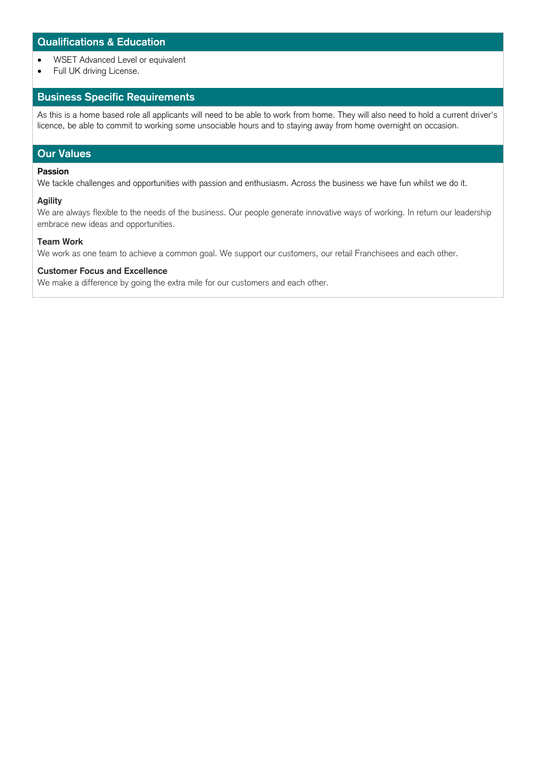## Qualifications & Education

- WSET Advanced Level or equivalent
- Full UK driving License.

## Business Specific Requirements

As this is a home based role all applicants will need to be able to work from home. They will also need to hold a current driver's licence, be able to commit to working some unsociable hours and to staying away from home overnight on occasion.

## Our Values

**Passion**
We tackle challenges and opportunities with passion and enthusiasm. Across the business we have fun whilst we do it.

**Agility**
We are always flexible to the needs of the business. Our people generate innovative ways of working. In return our leadership embrace new ideas and opportunities.

**Team Work**
We work as one team to achieve a common goal. We support our customers, our retail Franchisees and each other.

**Customer Focus and Excellence**
We make a difference by going the extra mile for our customers and each other.